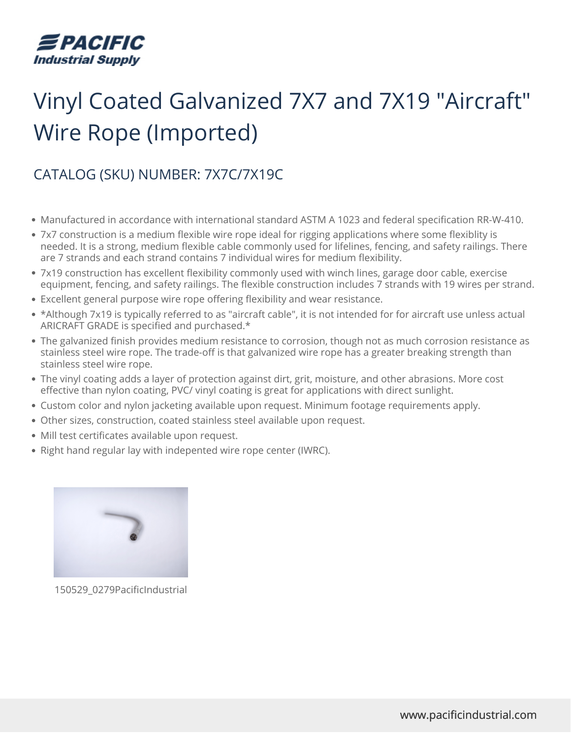# Vinyl Coated Galvanized 7X7 and 7X19 "Aircraft" Wire Rope (Imported)

## CATALOG (SKU) NUMBER: 7X7C/7X19C

- Manufactured in accordance with international standard ASTM A 1023 and federal specification RR-W-410.
- 7x7 construction is a medium flexible wire rope ideal for rigging applications where some flexiblity is needed. It is a strong, medium flexible cable commonly used for lifelines, fencing, and safety railings. There are 7 strands and each strand contains 7 individual wires for medium flexibility.
- 7x19 construction has excellent flexibility commonly used with winch lines, garage door cable, exercise equipment, fencing, and safety railings. The flexible construction includes 7 strands with 19 wires per strand.
- Excellent general purpose wire rope offering flexibility and wear resistance.
- *Although 7x19 is typically referred to as "aircraft cable", it is not intended for for aircraft use unless actual ARICRAFT GRADE is specified and purchased.*
- The galvanized finish provides medium resistance to corrosion, though not as much corrosion resistance as stainless steel wire rope. The trade-off is that galvanized wire rope has a greater breaking strength than stainless steel wire rope.
- The vinyl coating adds a layer of protection against dirt, grit, moisture, and other abrasions. More cost effective than nylon coating, PVC/ vinyl coating is great for applications with direct sunlight.
- Custom color and nylon jacketing available upon request. Minimum footage requirements apply.
- Other sizes, construction, coated stainless steel available upon request.
- Mill test certificates available upon request.
- Right hand regular lay with indepented wire rope center (IWRC).

150529_0279PacificIndustrial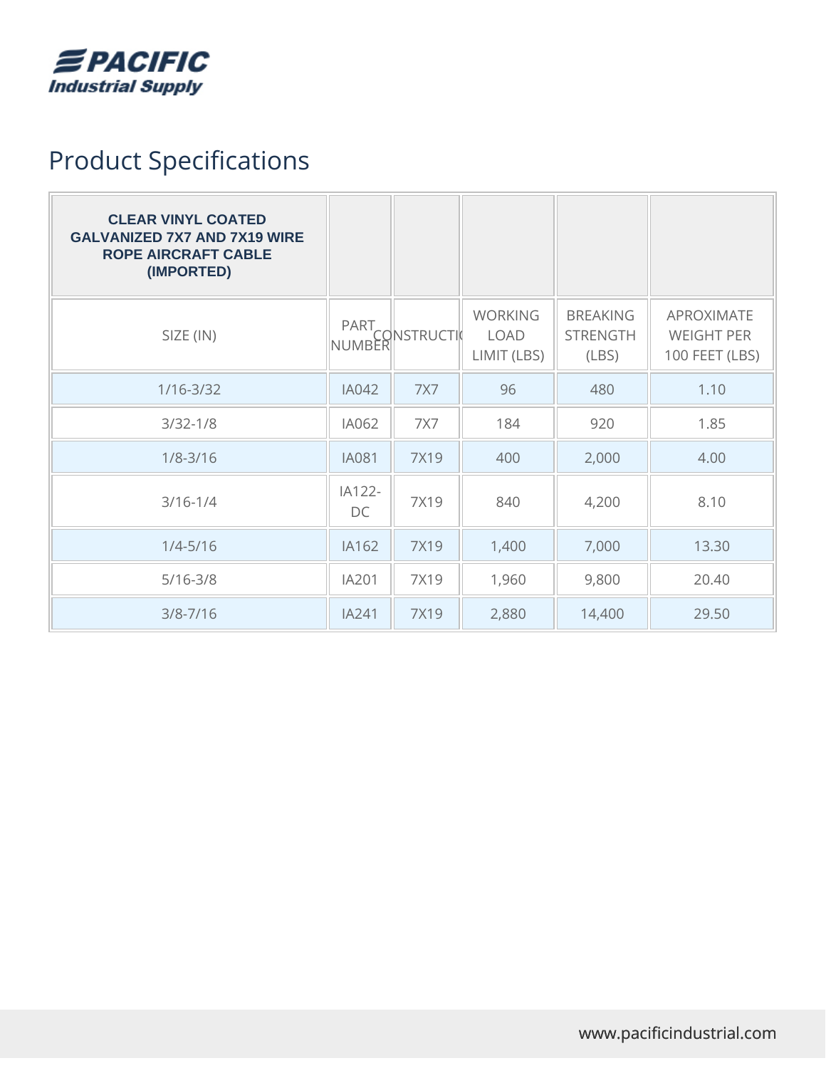**PACIFIC**
***Industrial Supply***

## Product Specifications

| CLEAR VINYL COATED GALVANIZED 7X7 AND 7X19 WIRE ROPE AIRCRAFT CABLE (IMPORTED) | | | | | |
|---|---|---|---|---|---|
| SIZE (IN) | PART NUMBER | CONSTRUCTI | WORKING LOAD LIMIT (LBS) | BREAKING STRENGTH (LBS) | APROXIMATE WEIGHT PER 100 FEET (LBS) |
| 1/16-3/32 | IA042 | 7X7 | 96 | 480 | 1.10 |
| 3/32-1/8 | IA062 | 7X7 | 184 | 920 | 1.85 |
| 1/8-3/16 | IA081 | 7X19 | 400 | 2,000 | 4.00 |
| 3/16-1/4 | IA122-DC | 7X19 | 840 | 4,200 | 8.10 |
| 1/4-5/16 | IA162 | 7X19 | 1,400 | 7,000 | 13.30 |
| 5/16-3/8 | IA201 | 7X19 | 1,960 | 9,800 | 20.40 |
| 3/8-7/16 | IA241 | 7X19 | 2,880 | 14,400 | 29.50 |

www.pacificindustrial.com